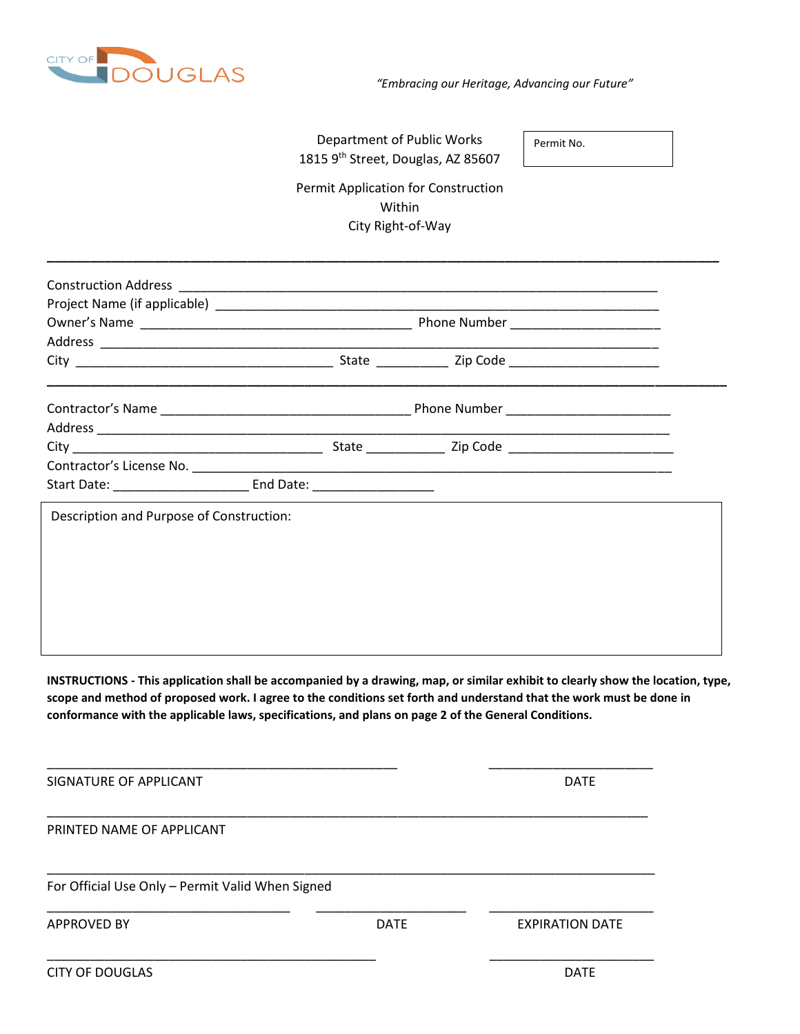CITY OF DOUGLAS

*"Embracing our Heritage, Advancing our Future"*

Department of Public Works
1815 9th Street, Douglas, AZ 85607

Permit No.

Permit Application for Construction
Within
City Right-of-Way

---

Construction Address ___________________________________________________________
Project Name (if applicable) ______________________________________________________
Owner's Name ____________________________________ Phone Number ____________________
Address ________________________________________________________________________
City __________________________________ State __________ Zip Code ____________________

---

Contractor's Name _________________________________ Phone Number ______________________
Address ________________________________________________________________________
City __________________________________ State __________ Zip Code ______________________
Contractor's License No. __________________________________________________________
Start Date: __________________ End Date: ________________

Description and Purpose of Construction:

**INSTRUCTIONS - This application shall be accompanied by a drawing, map, or similar exhibit to clearly show the location, type, scope and method of proposed work. I agree to the conditions set forth and understand that the work must be done in conformance with the applicable laws, specifications, and plans on page 2 of the General Conditions.**

_______________________________________________ _______________________
SIGNATURE OF APPLICANT DATE

_________________________________________________________________________________
PRINTED NAME OF APPLICANT

_________________________________________________________________________________
For Official Use Only – Permit Valid When Signed

_________________________________ _____________________ _______________________
APPROVED BY DATE EXPIRATION DATE

_____________________________________________ _______________________
CITY OF DOUGLAS DATE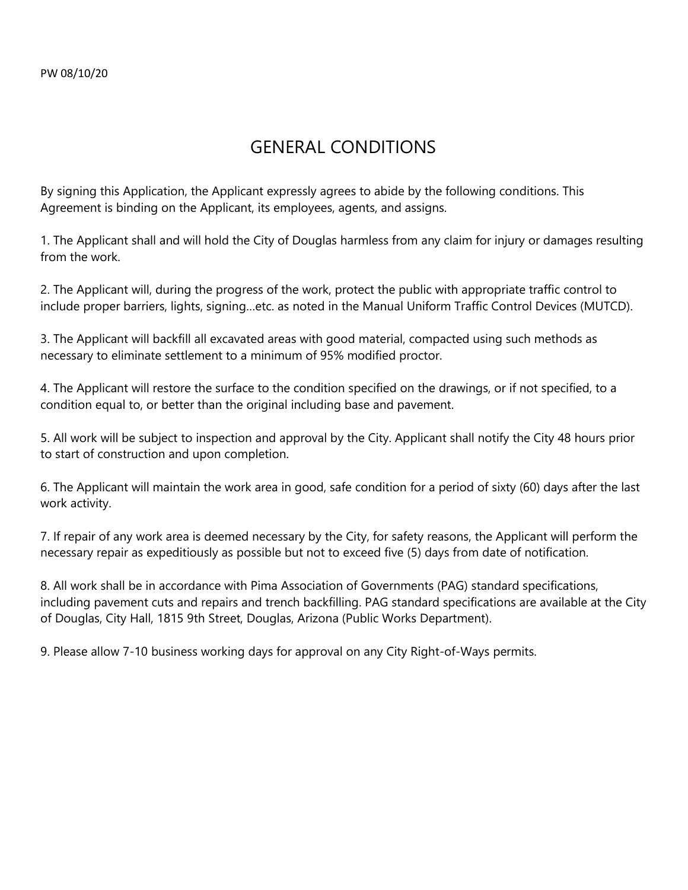PW 08/10/20

# GENERAL CONDITIONS

By signing this Application, the Applicant expressly agrees to abide by the following conditions. This Agreement is binding on the Applicant, its employees, agents, and assigns.

1. The Applicant shall and will hold the City of Douglas harmless from any claim for injury or damages resulting from the work.

2. The Applicant will, during the progress of the work, protect the public with appropriate traffic control to include proper barriers, lights, signing…etc. as noted in the Manual Uniform Traffic Control Devices (MUTCD).

3. The Applicant will backfill all excavated areas with good material, compacted using such methods as necessary to eliminate settlement to a minimum of 95% modified proctor.

4. The Applicant will restore the surface to the condition specified on the drawings, or if not specified, to a condition equal to, or better than the original including base and pavement.

5. All work will be subject to inspection and approval by the City. Applicant shall notify the City 48 hours prior to start of construction and upon completion.

6. The Applicant will maintain the work area in good, safe condition for a period of sixty (60) days after the last work activity.

7. If repair of any work area is deemed necessary by the City, for safety reasons, the Applicant will perform the necessary repair as expeditiously as possible but not to exceed five (5) days from date of notification.

8. All work shall be in accordance with Pima Association of Governments (PAG) standard specifications, including pavement cuts and repairs and trench backfilling. PAG standard specifications are available at the City of Douglas, City Hall, 1815 9th Street, Douglas, Arizona (Public Works Department).

9. Please allow 7-10 business working days for approval on any City Right-of-Ways permits.